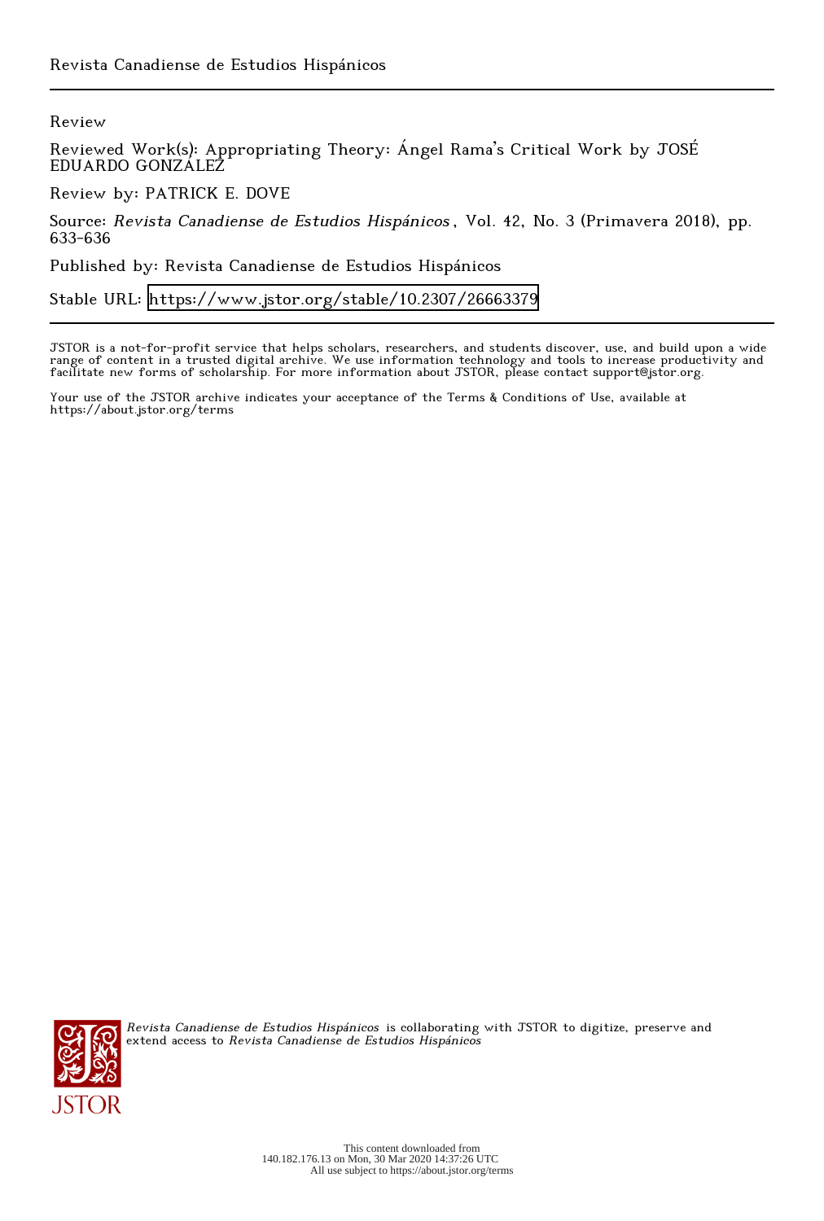Revista Canadiense de Estudios Hispánicos

---

Review

Reviewed Work(s): Appropriating Theory: Ángel Rama's Critical Work by JOSÉ EDUARDO GONZÁLEZ

Review by: PATRICK E. DOVE

Source: *Revista Canadiense de Estudios Hispánicos*, Vol. 42, No. 3 (Primavera 2018), pp. 633-636

Published by: Revista Canadiense de Estudios Hispánicos

Stable URL: https://www.jstor.org/stable/10.2307/26663379

---

JSTOR is a not-for-profit service that helps scholars, researchers, and students discover, use, and build upon a wide range of content in a trusted digital archive. We use information technology and tools to increase productivity and facilitate new forms of scholarship. For more information about JSTOR, please contact support@jstor.org.

Your use of the JSTOR archive indicates your acceptance of the Terms & Conditions of Use, available at https://about.jstor.org/terms

*Revista Canadiense de Estudios Hispánicos* is collaborating with JSTOR to digitize, preserve and extend access to *Revista Canadiense de Estudios Hispánicos*

This content downloaded from 140.182.176.13 on Mon, 30 Mar 2020 14:37:26 UTC
All use subject to https://about.jstor.org/terms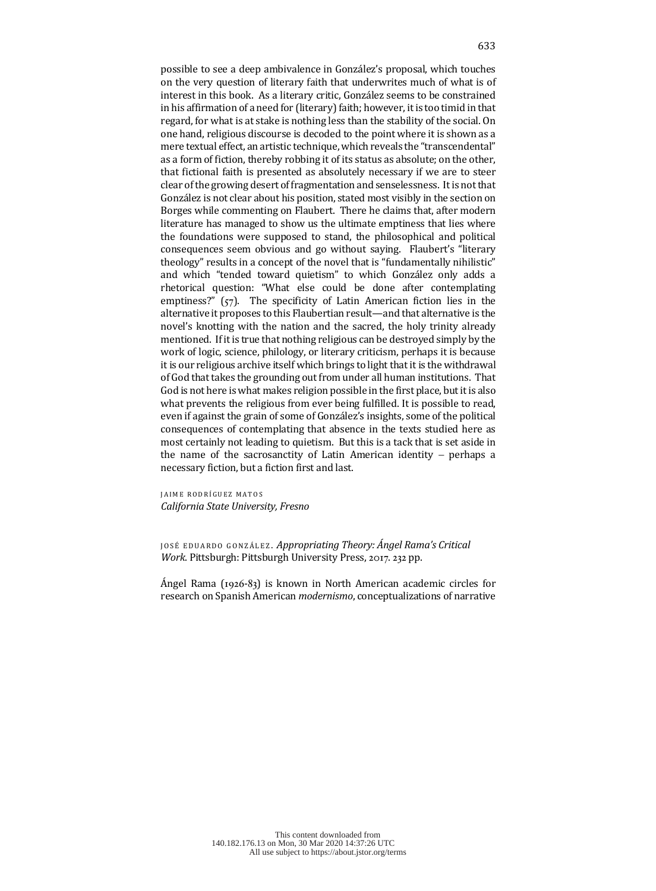possible to see a deep ambivalence in González's proposal, which touches on the very question of literary faith that underwrites much of what is of interest in this book. As a literary critic, González seems to be constrained in his affirmation of a need for (literary) faith; however, it is too timid in that regard, for what is at stake is nothing less than the stability of the social. On one hand, religious discourse is decoded to the point where it is shown as a mere textual effect, an artistic technique, which reveals the "transcendental" as a form of fiction, thereby robbing it of its status as absolute; on the other, that fictional faith is presented as absolutely necessary if we are to steer clear of the growing desert of fragmentation and senselessness. It is not that González is not clear about his position, stated most visibly in the section on Borges while commenting on Flaubert. There he claims that, after modern literature has managed to show us the ultimate emptiness that lies where the foundations were supposed to stand, the philosophical and political consequences seem obvious and go without saying. Flaubert's "literary theology" results in a concept of the novel that is "fundamentally nihilistic" and which "tended toward quietism" to which González only adds a rhetorical question: "What else could be done after contemplating emptiness?" (57). The specificity of Latin American fiction lies in the alternative it proposes to this Flaubertian result—and that alternative is the novel's knotting with the nation and the sacred, the holy trinity already mentioned. If it is true that nothing religious can be destroyed simply by the work of logic, science, philology, or literary criticism, perhaps it is because it is our religious archive itself which brings to light that it is the withdrawal of God that takes the grounding out from under all human institutions. That God is not here is what makes religion possible in the first place, but it is also what prevents the religious from ever being fulfilled. It is possible to read, even if against the grain of some of González's insights, some of the political consequences of contemplating that absence in the texts studied here as most certainly not leading to quietism. But this is a tack that is set aside in the name of the sacrosanctity of Latin American identity – perhaps a necessary fiction, but a fiction first and last.

JAIME RODRÍGUEZ MATOS
*California State University, Fresno*

JOSÉ EDUARDO GONZÁLEZ. *Appropriating Theory: Ángel Rama's Critical Work*. Pittsburgh: Pittsburgh University Press, 2017. 232 pp.

Ángel Rama (1926-83) is known in North American academic circles for research on Spanish American *modernismo*, conceptualizations of narrative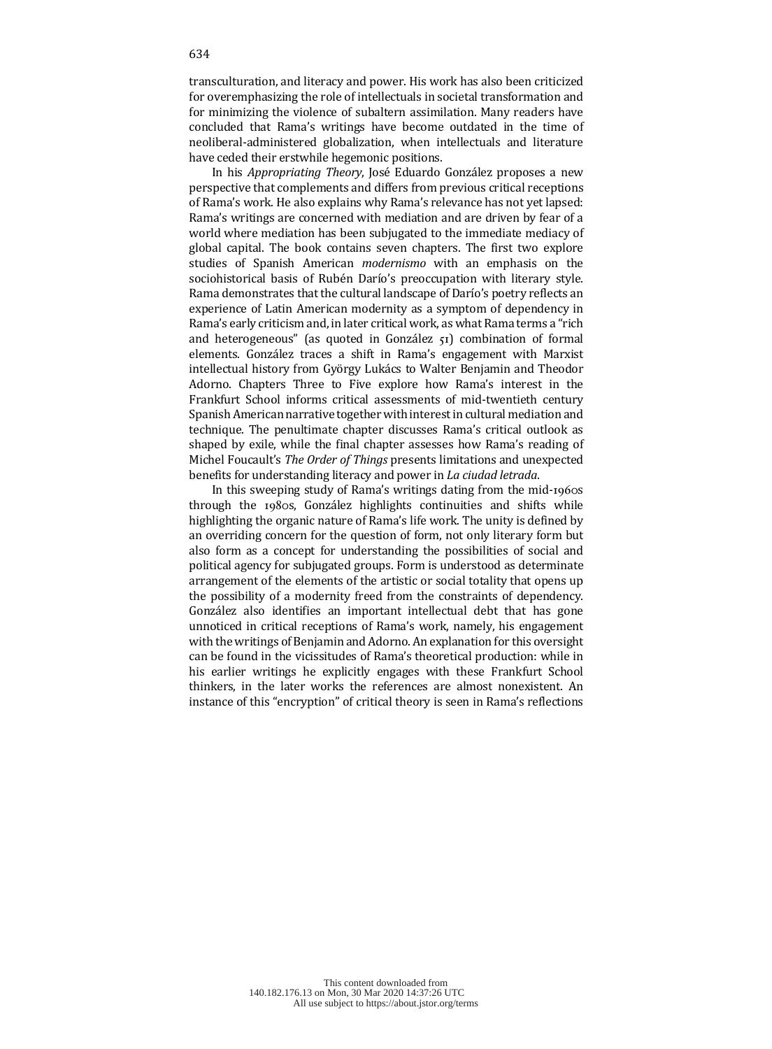transculturation, and literacy and power. His work has also been criticized for overemphasizing the role of intellectuals in societal transformation and for minimizing the violence of subaltern assimilation. Many readers have concluded that Rama's writings have become outdated in the time of neoliberal-administered globalization, when intellectuals and literature have ceded their erstwhile hegemonic positions.

In his *Appropriating Theory*, José Eduardo González proposes a new perspective that complements and differs from previous critical receptions of Rama's work. He also explains why Rama's relevance has not yet lapsed: Rama's writings are concerned with mediation and are driven by fear of a world where mediation has been subjugated to the immediate mediacy of global capital. The book contains seven chapters. The first two explore studies of Spanish American *modernismo* with an emphasis on the sociohistorical basis of Rubén Darío's preoccupation with literary style. Rama demonstrates that the cultural landscape of Darío's poetry reflects an experience of Latin American modernity as a symptom of dependency in Rama's early criticism and, in later critical work, as what Rama terms a "rich and heterogeneous" (as quoted in González 51) combination of formal elements. González traces a shift in Rama's engagement with Marxist intellectual history from György Lukács to Walter Benjamin and Theodor Adorno. Chapters Three to Five explore how Rama's interest in the Frankfurt School informs critical assessments of mid-twentieth century Spanish American narrative together with interest in cultural mediation and technique. The penultimate chapter discusses Rama's critical outlook as shaped by exile, while the final chapter assesses how Rama's reading of Michel Foucault's *The Order of Things* presents limitations and unexpected benefits for understanding literacy and power in *La ciudad letrada*.

In this sweeping study of Rama's writings dating from the mid-1960s through the 1980s, González highlights continuities and shifts while highlighting the organic nature of Rama's life work. The unity is defined by an overriding concern for the question of form, not only literary form but also form as a concept for understanding the possibilities of social and political agency for subjugated groups. Form is understood as determinate arrangement of the elements of the artistic or social totality that opens up the possibility of a modernity freed from the constraints of dependency. González also identifies an important intellectual debt that has gone unnoticed in critical receptions of Rama's work, namely, his engagement with the writings of Benjamin and Adorno. An explanation for this oversight can be found in the vicissitudes of Rama's theoretical production: while in his earlier writings he explicitly engages with these Frankfurt School thinkers, in the later works the references are almost nonexistent. An instance of this "encryption" of critical theory is seen in Rama's reflections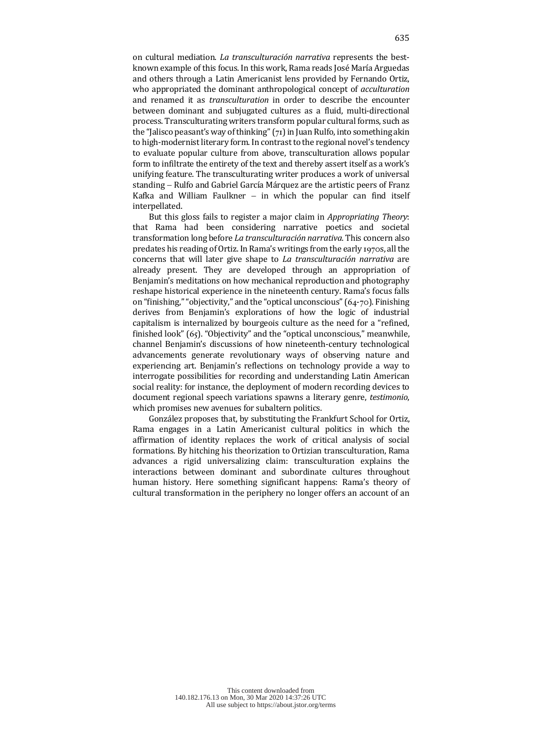on cultural mediation. *La transculturación narrativa* represents the best-known example of this focus. In this work, Rama reads José María Arguedas and others through a Latin Americanist lens provided by Fernando Ortiz, who appropriated the dominant anthropological concept of *acculturation* and renamed it as *transculturation* in order to describe the encounter between dominant and subjugated cultures as a fluid, multi-directional process. Transculturating writers transform popular cultural forms, such as the "Jalisco peasant's way of thinking" (71) in Juan Rulfo, into something akin to high-modernist literary form. In contrast to the regional novel's tendency to evaluate popular culture from above, transculturation allows popular form to infiltrate the entirety of the text and thereby assert itself as a work's unifying feature. The transculturating writer produces a work of universal standing – Rulfo and Gabriel García Márquez are the artistic peers of Franz Kafka and William Faulkner – in which the popular can find itself interpellated.

But this gloss fails to register a major claim in *Appropriating Theory*: that Rama had been considering narrative poetics and societal transformation long before *La transculturación narrativa*. This concern also predates his reading of Ortiz. In Rama's writings from the early 1970s, all the concerns that will later give shape to *La transculturación narrativa* are already present. They are developed through an appropriation of Benjamin's meditations on how mechanical reproduction and photography reshape historical experience in the nineteenth century. Rama's focus falls on "finishing," "objectivity," and the "optical unconscious" (64-70). Finishing derives from Benjamin's explorations of how the logic of industrial capitalism is internalized by bourgeois culture as the need for a "refined, finished look" (65). "Objectivity" and the "optical unconscious," meanwhile, channel Benjamin's discussions of how nineteenth-century technological advancements generate revolutionary ways of observing nature and experiencing art. Benjamin's reflections on technology provide a way to interrogate possibilities for recording and understanding Latin American social reality: for instance, the deployment of modern recording devices to document regional speech variations spawns a literary genre, *testimonio*, which promises new avenues for subaltern politics.

González proposes that, by substituting the Frankfurt School for Ortiz, Rama engages in a Latin Americanist cultural politics in which the affirmation of identity replaces the work of critical analysis of social formations. By hitching his theorization to Ortizian transculturation, Rama advances a rigid universalizing claim: transculturation explains the interactions between dominant and subordinate cultures throughout human history. Here something significant happens: Rama's theory of cultural transformation in the periphery no longer offers an account of an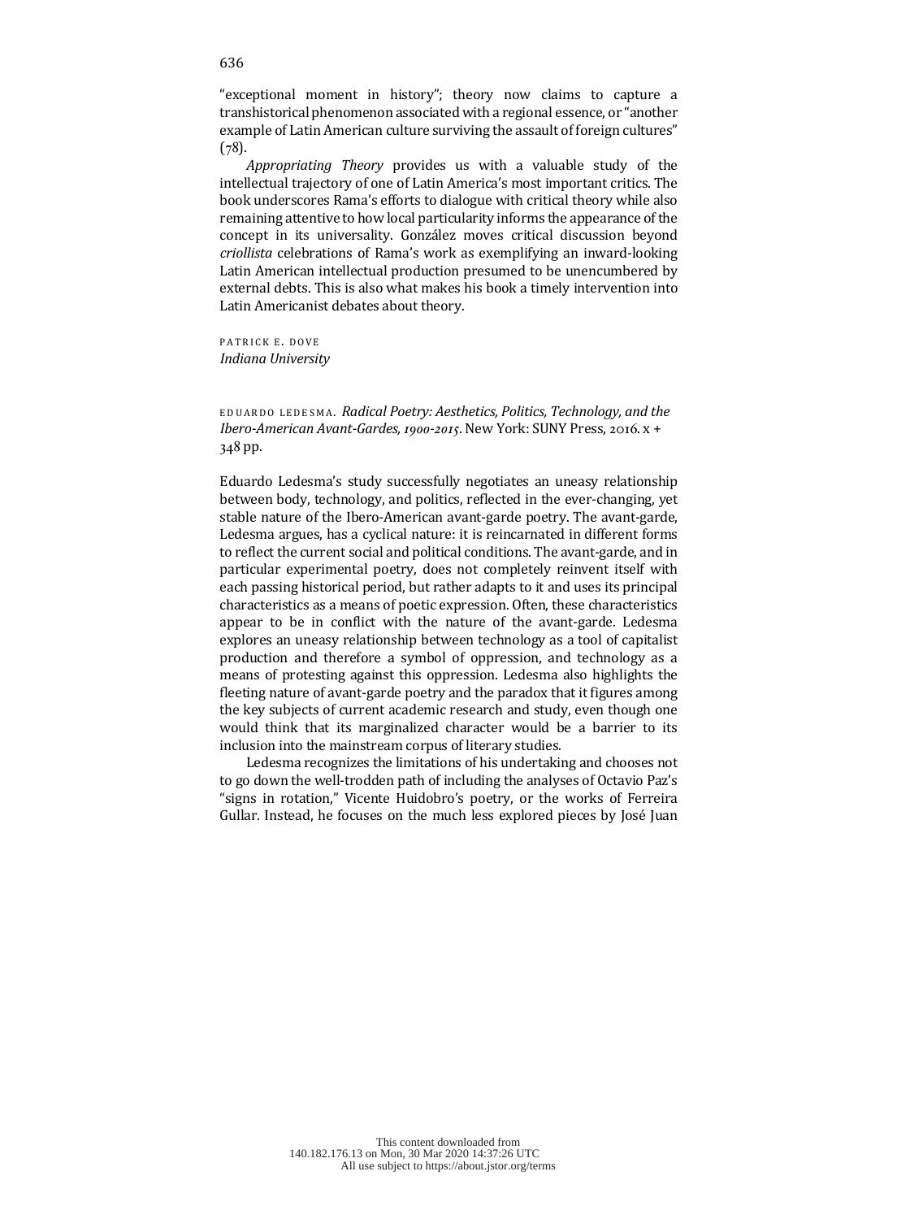"exceptional moment in history"; theory now claims to capture a transhistorical phenomenon associated with a regional essence, or "another example of Latin American culture surviving the assault of foreign cultures" (78).

*Appropriating Theory* provides us with a valuable study of the intellectual trajectory of one of Latin America's most important critics. The book underscores Rama's efforts to dialogue with critical theory while also remaining attentive to how local particularity informs the appearance of the concept in its universality. González moves critical discussion beyond *criollista* celebrations of Rama's work as exemplifying an inward-looking Latin American intellectual production presumed to be unencumbered by external debts. This is also what makes his book a timely intervention into Latin Americanist debates about theory.

PATRICK E. DOVE
*Indiana University*

EDUARDO LEDESMA. *Radical Poetry: Aesthetics, Politics, Technology, and the Ibero-American Avant-Gardes, 1900-2015*. New York: SUNY Press, 2016. x + 348 pp.

Eduardo Ledesma's study successfully negotiates an uneasy relationship between body, technology, and politics, reflected in the ever-changing, yet stable nature of the Ibero-American avant-garde poetry. The avant-garde, Ledesma argues, has a cyclical nature: it is reincarnated in different forms to reflect the current social and political conditions. The avant-garde, and in particular experimental poetry, does not completely reinvent itself with each passing historical period, but rather adapts to it and uses its principal characteristics as a means of poetic expression. Often, these characteristics appear to be in conflict with the nature of the avant-garde. Ledesma explores an uneasy relationship between technology as a tool of capitalist production and therefore a symbol of oppression, and technology as a means of protesting against this oppression. Ledesma also highlights the fleeting nature of avant-garde poetry and the paradox that it figures among the key subjects of current academic research and study, even though one would think that its marginalized character would be a barrier to its inclusion into the mainstream corpus of literary studies.

Ledesma recognizes the limitations of his undertaking and chooses not to go down the well-trodden path of including the analyses of Octavio Paz's "signs in rotation," Vicente Huidobro's poetry, or the works of Ferreira Gullar. Instead, he focuses on the much less explored pieces by José Juan